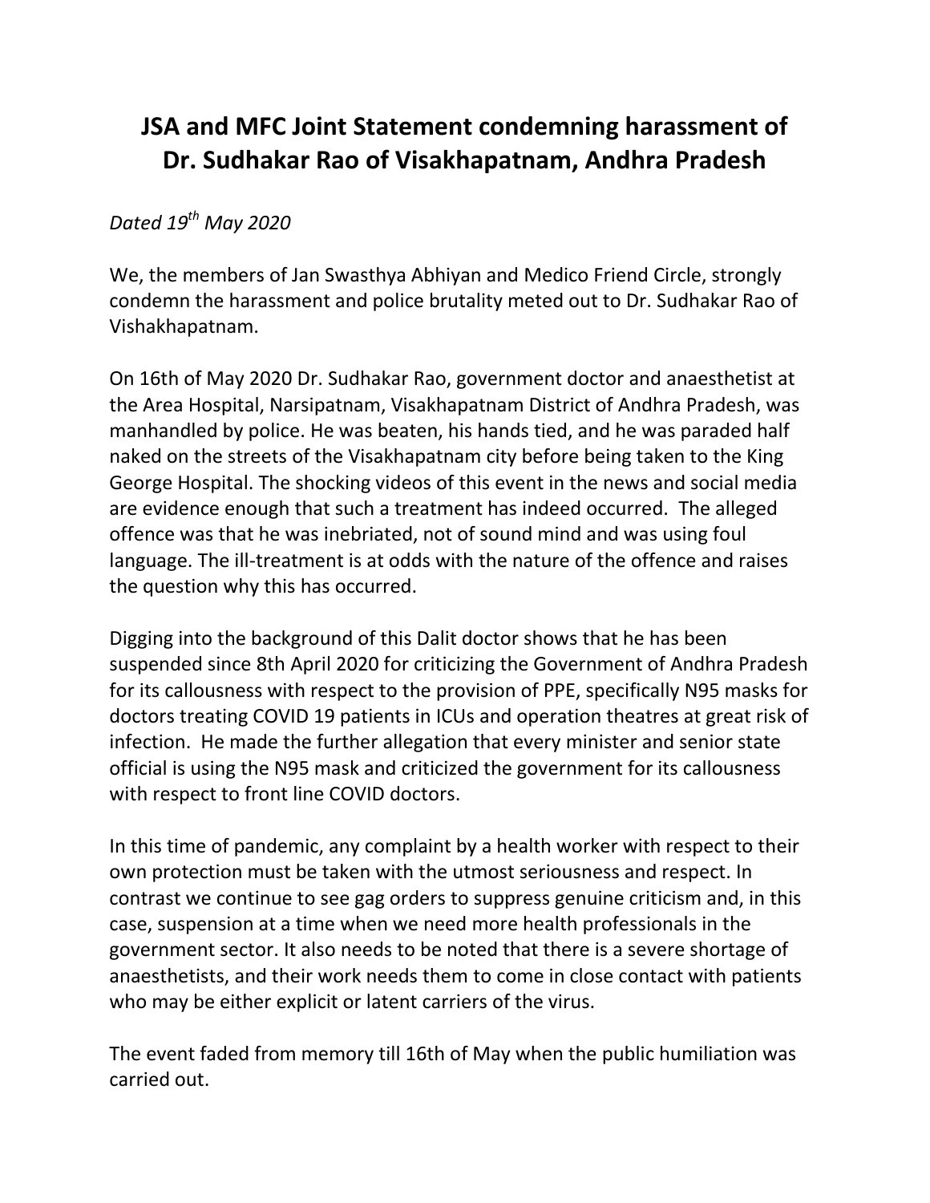# JSA and MFC Joint Statement condemning harassment of Dr. Sudhakar Rao of Visakhapatnam, Andhra Pradesh

*Dated 19th May 2020*

We, the members of Jan Swasthya Abhiyan and Medico Friend Circle, strongly condemn the harassment and police brutality meted out to Dr. Sudhakar Rao of Vishakhapatnam.

On 16th of May 2020 Dr. Sudhakar Rao, government doctor and anaesthetist at the Area Hospital, Narsipatnam, Visakhapatnam District of Andhra Pradesh, was manhandled by police. He was beaten, his hands tied, and he was paraded half naked on the streets of the Visakhapatnam city before being taken to the King George Hospital. The shocking videos of this event in the news and social media are evidence enough that such a treatment has indeed occurred. The alleged offence was that he was inebriated, not of sound mind and was using foul language. The ill-treatment is at odds with the nature of the offence and raises the question why this has occurred.

Digging into the background of this Dalit doctor shows that he has been suspended since 8th April 2020 for criticizing the Government of Andhra Pradesh for its callousness with respect to the provision of PPE, specifically N95 masks for doctors treating COVID 19 patients in ICUs and operation theatres at great risk of infection. He made the further allegation that every minister and senior state official is using the N95 mask and criticized the government for its callousness with respect to front line COVID doctors.

In this time of pandemic, any complaint by a health worker with respect to their own protection must be taken with the utmost seriousness and respect. In contrast we continue to see gag orders to suppress genuine criticism and, in this case, suspension at a time when we need more health professionals in the government sector. It also needs to be noted that there is a severe shortage of anaesthetists, and their work needs them to come in close contact with patients who may be either explicit or latent carriers of the virus.

The event faded from memory till 16th of May when the public humiliation was carried out.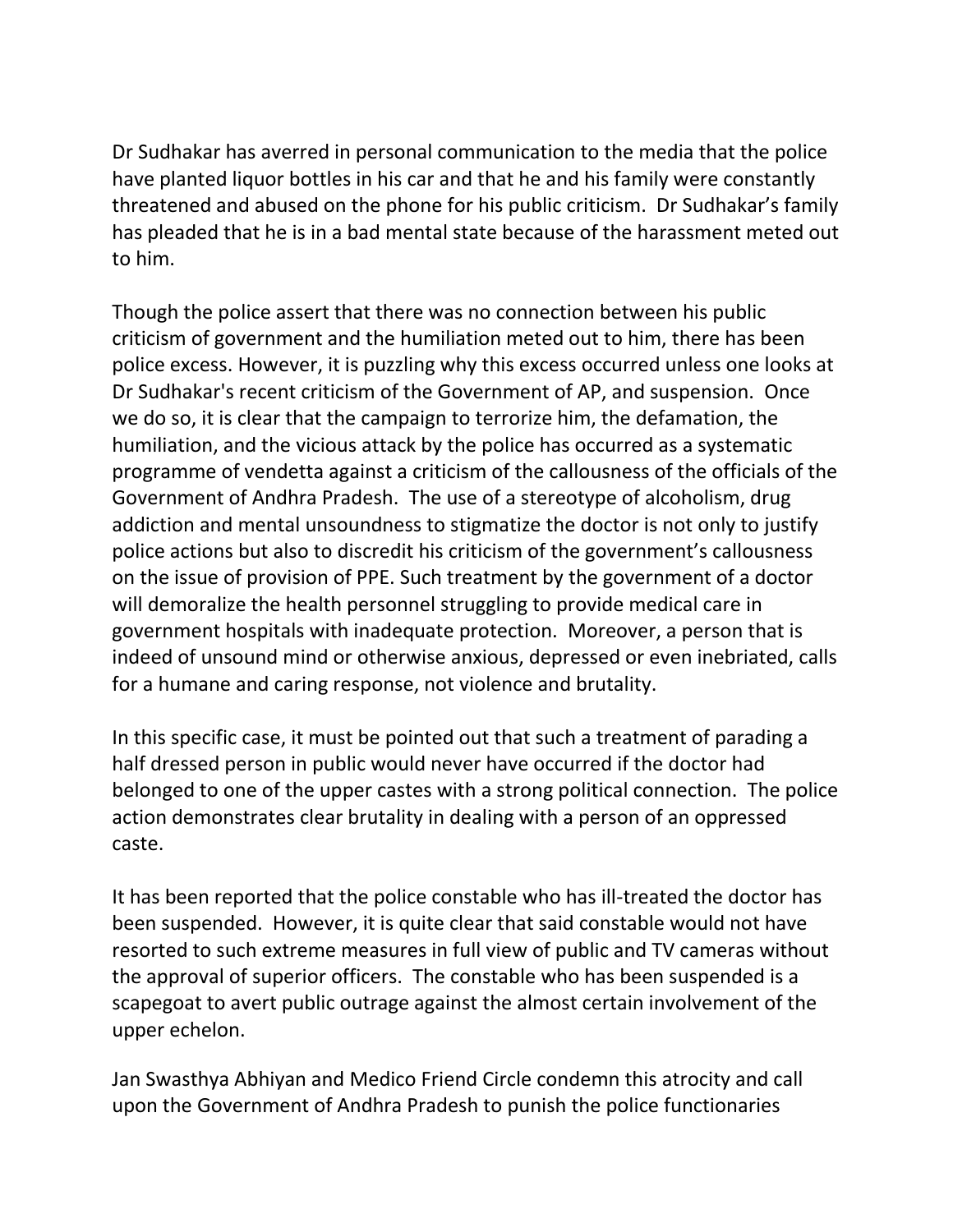Dr Sudhakar has averred in personal communication to the media that the police have planted liquor bottles in his car and that he and his family were constantly threatened and abused on the phone for his public criticism. Dr Sudhakar's family has pleaded that he is in a bad mental state because of the harassment meted out to him.

Though the police assert that there was no connection between his public criticism of government and the humiliation meted out to him, there has been police excess. However, it is puzzling why this excess occurred unless one looks at Dr Sudhakar's recent criticism of the Government of AP, and suspension. Once we do so, it is clear that the campaign to terrorize him, the defamation, the humiliation, and the vicious attack by the police has occurred as a systematic programme of vendetta against a criticism of the callousness of the officials of the Government of Andhra Pradesh. The use of a stereotype of alcoholism, drug addiction and mental unsoundness to stigmatize the doctor is not only to justify police actions but also to discredit his criticism of the government's callousness on the issue of provision of PPE. Such treatment by the government of a doctor will demoralize the health personnel struggling to provide medical care in government hospitals with inadequate protection. Moreover, a person that is indeed of unsound mind or otherwise anxious, depressed or even inebriated, calls for a humane and caring response, not violence and brutality.

In this specific case, it must be pointed out that such a treatment of parading a half dressed person in public would never have occurred if the doctor had belonged to one of the upper castes with a strong political connection. The police action demonstrates clear brutality in dealing with a person of an oppressed caste.

It has been reported that the police constable who has ill-treated the doctor has been suspended. However, it is quite clear that said constable would not have resorted to such extreme measures in full view of public and TV cameras without the approval of superior officers. The constable who has been suspended is a scapegoat to avert public outrage against the almost certain involvement of the upper echelon.

Jan Swasthya Abhiyan and Medico Friend Circle condemn this atrocity and call upon the Government of Andhra Pradesh to punish the police functionaries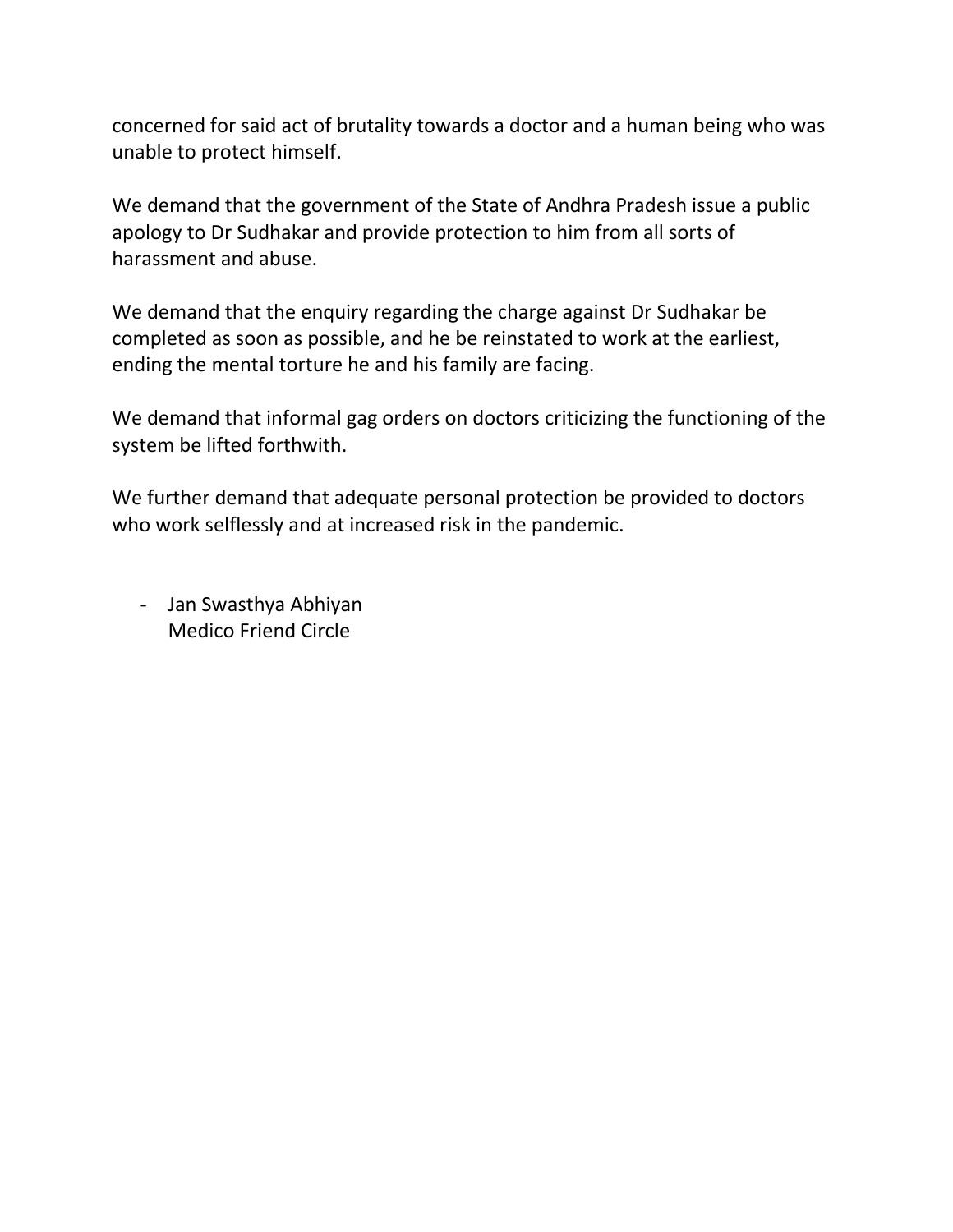concerned for said act of brutality towards a doctor and a human being who was unable to protect himself.

We demand that the government of the State of Andhra Pradesh issue a public apology to Dr Sudhakar and provide protection to him from all sorts of harassment and abuse.

We demand that the enquiry regarding the charge against Dr Sudhakar be completed as soon as possible, and he be reinstated to work at the earliest, ending the mental torture he and his family are facing.

We demand that informal gag orders on doctors criticizing the functioning of the system be lifted forthwith.

We further demand that adequate personal protection be provided to doctors who work selflessly and at increased risk in the pandemic.

- Jan Swasthya Abhiyan
  Medico Friend Circle